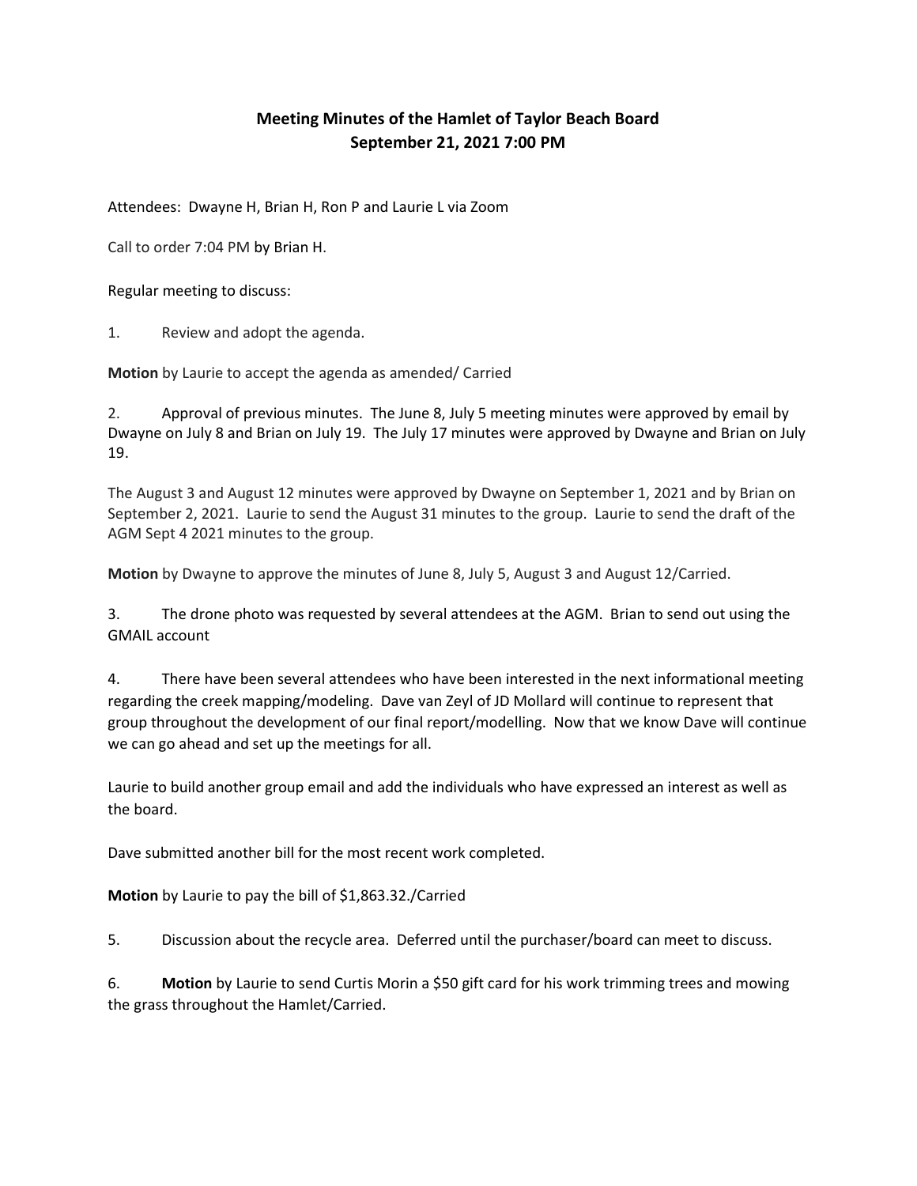# Meeting Minutes of the Hamlet of Taylor Beach Board
## September 21, 2021 7:00 PM

Attendees: Dwayne H, Brian H, Ron P and Laurie L via Zoom

Call to order 7:04 PM by Brian H.

Regular meeting to discuss:

1. Review and adopt the agenda.

**Motion** by Laurie to accept the agenda as amended/ Carried

2. Approval of previous minutes. The June 8, July 5 meeting minutes were approved by email by Dwayne on July 8 and Brian on July 19. The July 17 minutes were approved by Dwayne and Brian on July 19.

The August 3 and August 12 minutes were approved by Dwayne on September 1, 2021 and by Brian on September 2, 2021. Laurie to send the August 31 minutes to the group. Laurie to send the draft of the AGM Sept 4 2021 minutes to the group.

**Motion** by Dwayne to approve the minutes of June 8, July 5, August 3 and August 12/Carried.

3. The drone photo was requested by several attendees at the AGM. Brian to send out using the GMAIL account

4. There have been several attendees who have been interested in the next informational meeting regarding the creek mapping/modeling. Dave van Zeyl of JD Mollard will continue to represent that group throughout the development of our final report/modelling. Now that we know Dave will continue we can go ahead and set up the meetings for all.

Laurie to build another group email and add the individuals who have expressed an interest as well as the board.

Dave submitted another bill for the most recent work completed.

**Motion** by Laurie to pay the bill of $1,863.32./Carried

5. Discussion about the recycle area. Deferred until the purchaser/board can meet to discuss.

6. **Motion** by Laurie to send Curtis Morin a $50 gift card for his work trimming trees and mowing the grass throughout the Hamlet/Carried.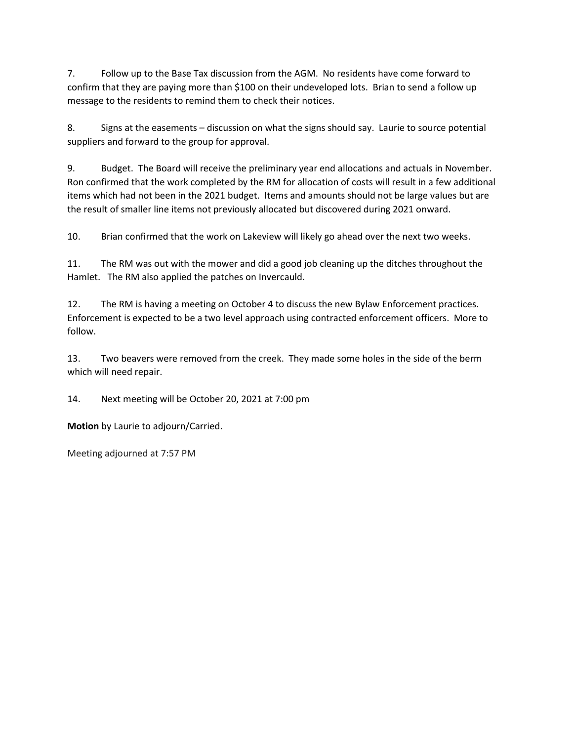7. Follow up to the Base Tax discussion from the AGM. No residents have come forward to confirm that they are paying more than $100 on their undeveloped lots. Brian to send a follow up message to the residents to remind them to check their notices.

8. Signs at the easements – discussion on what the signs should say. Laurie to source potential suppliers and forward to the group for approval.

9. Budget. The Board will receive the preliminary year end allocations and actuals in November. Ron confirmed that the work completed by the RM for allocation of costs will result in a few additional items which had not been in the 2021 budget. Items and amounts should not be large values but are the result of smaller line items not previously allocated but discovered during 2021 onward.

10. Brian confirmed that the work on Lakeview will likely go ahead over the next two weeks.

11. The RM was out with the mower and did a good job cleaning up the ditches throughout the Hamlet. The RM also applied the patches on Invercauld.

12. The RM is having a meeting on October 4 to discuss the new Bylaw Enforcement practices. Enforcement is expected to be a two level approach using contracted enforcement officers. More to follow.

13. Two beavers were removed from the creek. They made some holes in the side of the berm which will need repair.

14. Next meeting will be October 20, 2021 at 7:00 pm

**Motion** by Laurie to adjourn/Carried.

Meeting adjourned at 7:57 PM